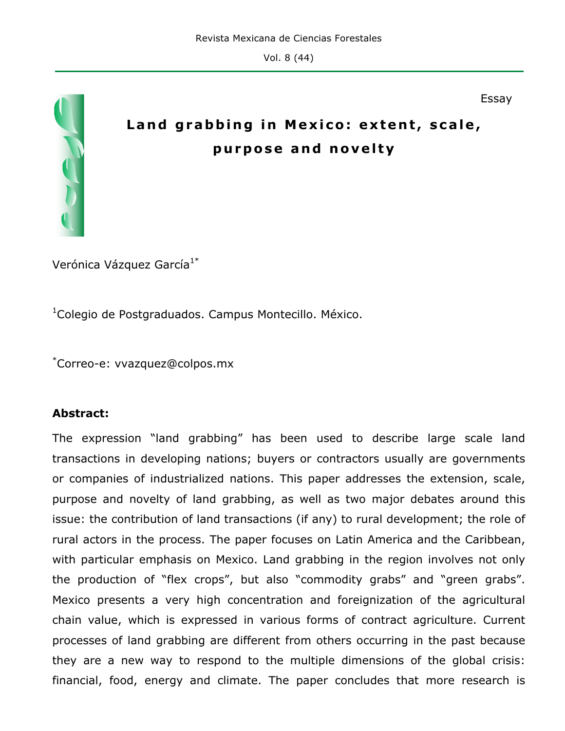Essay

# Land grabbing in Mexico: extent, scale, purpose and novelty

Verónica Vázquez García[1*]

[1]Colegio de Postgraduados. Campus Montecillo. México.

[*]Correo-e: vvazquez@colpos.mx

**Abstract:**

The expression "land grabbing" has been used to describe large scale land transactions in developing nations; buyers or contractors usually are governments or companies of industrialized nations. This paper addresses the extension, scale, purpose and novelty of land grabbing, as well as two major debates around this issue: the contribution of land transactions (if any) to rural development; the role of rural actors in the process. The paper focuses on Latin America and the Caribbean, with particular emphasis on Mexico. Land grabbing in the region involves not only the production of "flex crops", but also "commodity grabs" and "green grabs". Mexico presents a very high concentration and foreignization of the agricultural chain value, which is expressed in various forms of contract agriculture. Current processes of land grabbing are different from others occurring in the past because they are a new way to respond to the multiple dimensions of the global crisis: financial, food, energy and climate. The paper concludes that more research is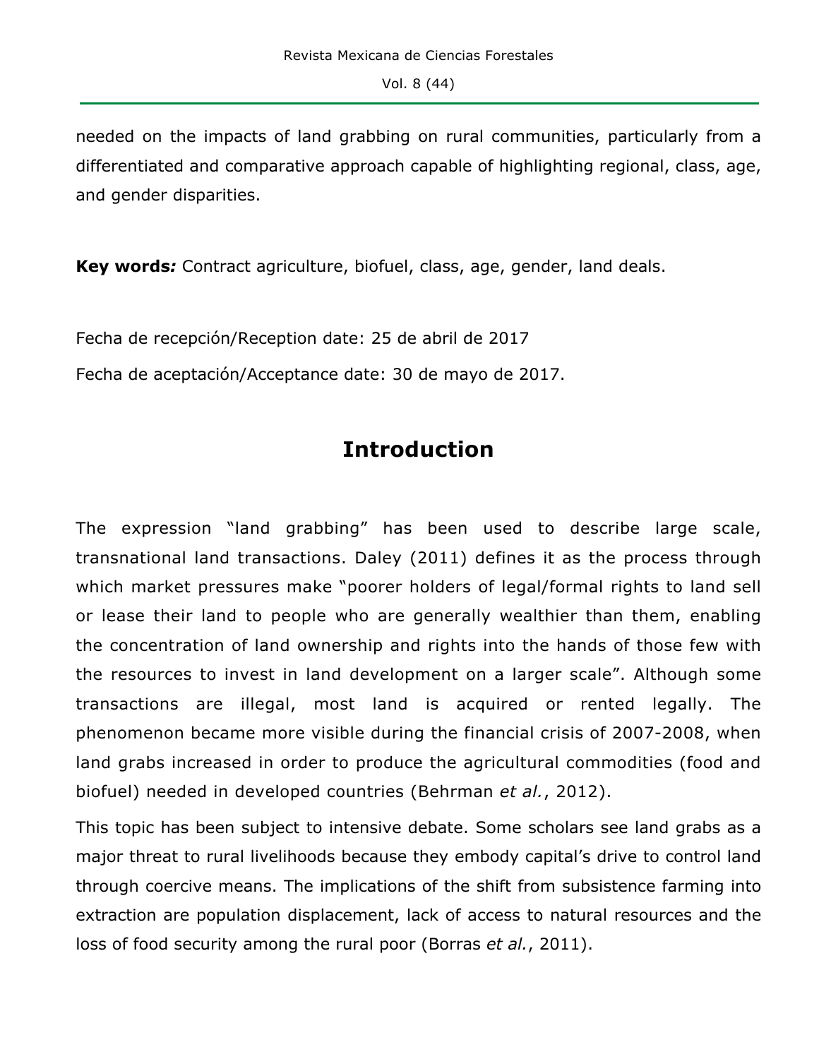needed on the impacts of land grabbing on rural communities, particularly from a differentiated and comparative approach capable of highlighting regional, class, age, and gender disparities.

**Key words*:*** Contract agriculture, biofuel, class, age, gender, land deals.

Fecha de recepción/Reception date: 25 de abril de 2017

Fecha de aceptación/Acceptance date: 30 de mayo de 2017.

## Introduction

The expression "land grabbing" has been used to describe large scale, transnational land transactions. Daley (2011) defines it as the process through which market pressures make "poorer holders of legal/formal rights to land sell or lease their land to people who are generally wealthier than them, enabling the concentration of land ownership and rights into the hands of those few with the resources to invest in land development on a larger scale". Although some transactions are illegal, most land is acquired or rented legally. The phenomenon became more visible during the financial crisis of 2007-2008, when land grabs increased in order to produce the agricultural commodities (food and biofuel) needed in developed countries (Behrman *et al.*, 2012).

This topic has been subject to intensive debate. Some scholars see land grabs as a major threat to rural livelihoods because they embody capital's drive to control land through coercive means. The implications of the shift from subsistence farming into extraction are population displacement, lack of access to natural resources and the loss of food security among the rural poor (Borras *et al.*, 2011).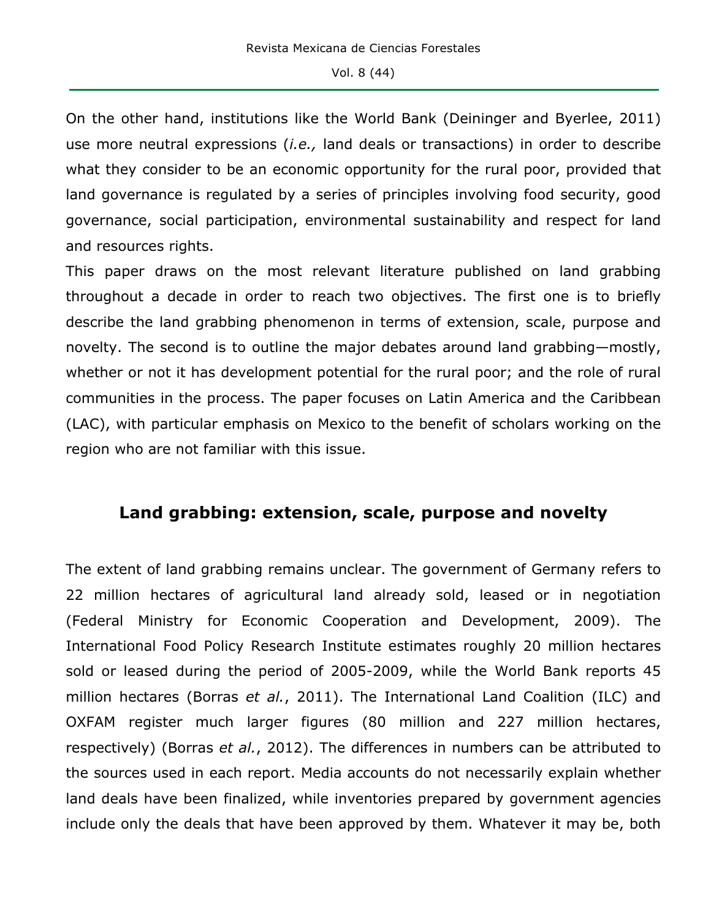On the other hand, institutions like the World Bank (Deininger and Byerlee, 2011) use more neutral expressions (*i.e.,* land deals or transactions) in order to describe what they consider to be an economic opportunity for the rural poor, provided that land governance is regulated by a series of principles involving food security, good governance, social participation, environmental sustainability and respect for land and resources rights.

This paper draws on the most relevant literature published on land grabbing throughout a decade in order to reach two objectives. The first one is to briefly describe the land grabbing phenomenon in terms of extension, scale, purpose and novelty. The second is to outline the major debates around land grabbing—mostly, whether or not it has development potential for the rural poor; and the role of rural communities in the process. The paper focuses on Latin America and the Caribbean (LAC), with particular emphasis on Mexico to the benefit of scholars working on the region who are not familiar with this issue.

## Land grabbing: extension, scale, purpose and novelty

The extent of land grabbing remains unclear. The government of Germany refers to 22 million hectares of agricultural land already sold, leased or in negotiation (Federal Ministry for Economic Cooperation and Development, 2009). The International Food Policy Research Institute estimates roughly 20 million hectares sold or leased during the period of 2005-2009, while the World Bank reports 45 million hectares (Borras *et al.*, 2011). The International Land Coalition (ILC) and OXFAM register much larger figures (80 million and 227 million hectares, respectively) (Borras *et al.*, 2012). The differences in numbers can be attributed to the sources used in each report. Media accounts do not necessarily explain whether land deals have been finalized, while inventories prepared by government agencies include only the deals that have been approved by them. Whatever it may be, both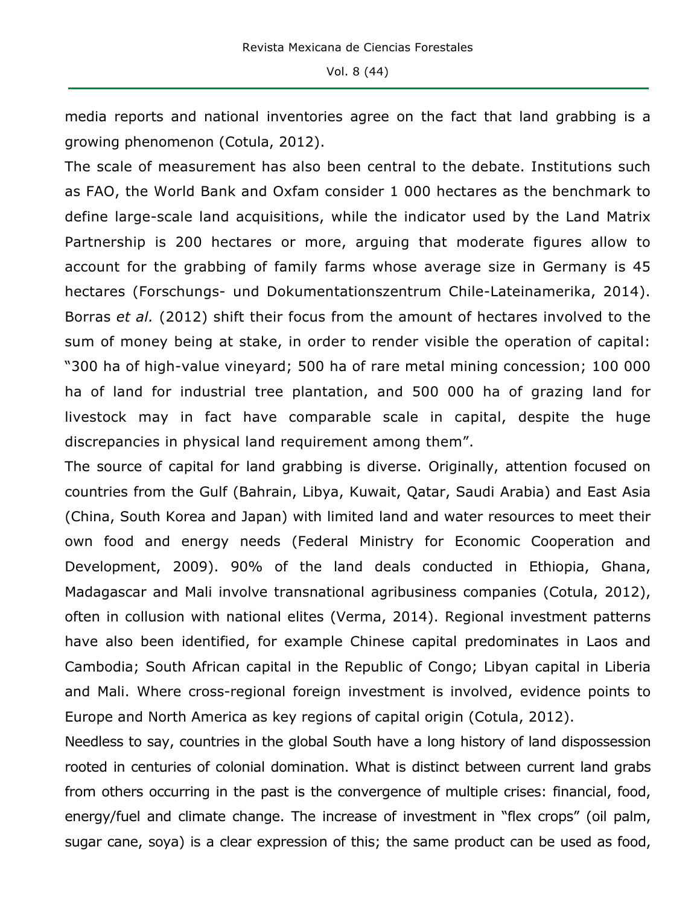media reports and national inventories agree on the fact that land grabbing is a growing phenomenon (Cotula, 2012).

The scale of measurement has also been central to the debate. Institutions such as FAO, the World Bank and Oxfam consider 1 000 hectares as the benchmark to define large-scale land acquisitions, while the indicator used by the Land Matrix Partnership is 200 hectares or more, arguing that moderate figures allow to account for the grabbing of family farms whose average size in Germany is 45 hectares (Forschungs- und Dokumentationszentrum Chile-Lateinamerika, 2014). Borras *et al.* (2012) shift their focus from the amount of hectares involved to the sum of money being at stake, in order to render visible the operation of capital: "300 ha of high-value vineyard; 500 ha of rare metal mining concession; 100 000 ha of land for industrial tree plantation, and 500 000 ha of grazing land for livestock may in fact have comparable scale in capital, despite the huge discrepancies in physical land requirement among them".

The source of capital for land grabbing is diverse. Originally, attention focused on countries from the Gulf (Bahrain, Libya, Kuwait, Qatar, Saudi Arabia) and East Asia (China, South Korea and Japan) with limited land and water resources to meet their own food and energy needs (Federal Ministry for Economic Cooperation and Development, 2009). 90% of the land deals conducted in Ethiopia, Ghana, Madagascar and Mali involve transnational agribusiness companies (Cotula, 2012), often in collusion with national elites (Verma, 2014). Regional investment patterns have also been identified, for example Chinese capital predominates in Laos and Cambodia; South African capital in the Republic of Congo; Libyan capital in Liberia and Mali. Where cross-regional foreign investment is involved, evidence points to Europe and North America as key regions of capital origin (Cotula, 2012).

Needless to say, countries in the global South have a long history of land dispossession rooted in centuries of colonial domination. What is distinct between current land grabs from others occurring in the past is the convergence of multiple crises: financial, food, energy/fuel and climate change. The increase of investment in "flex crops" (oil palm, sugar cane, soya) is a clear expression of this; the same product can be used as food,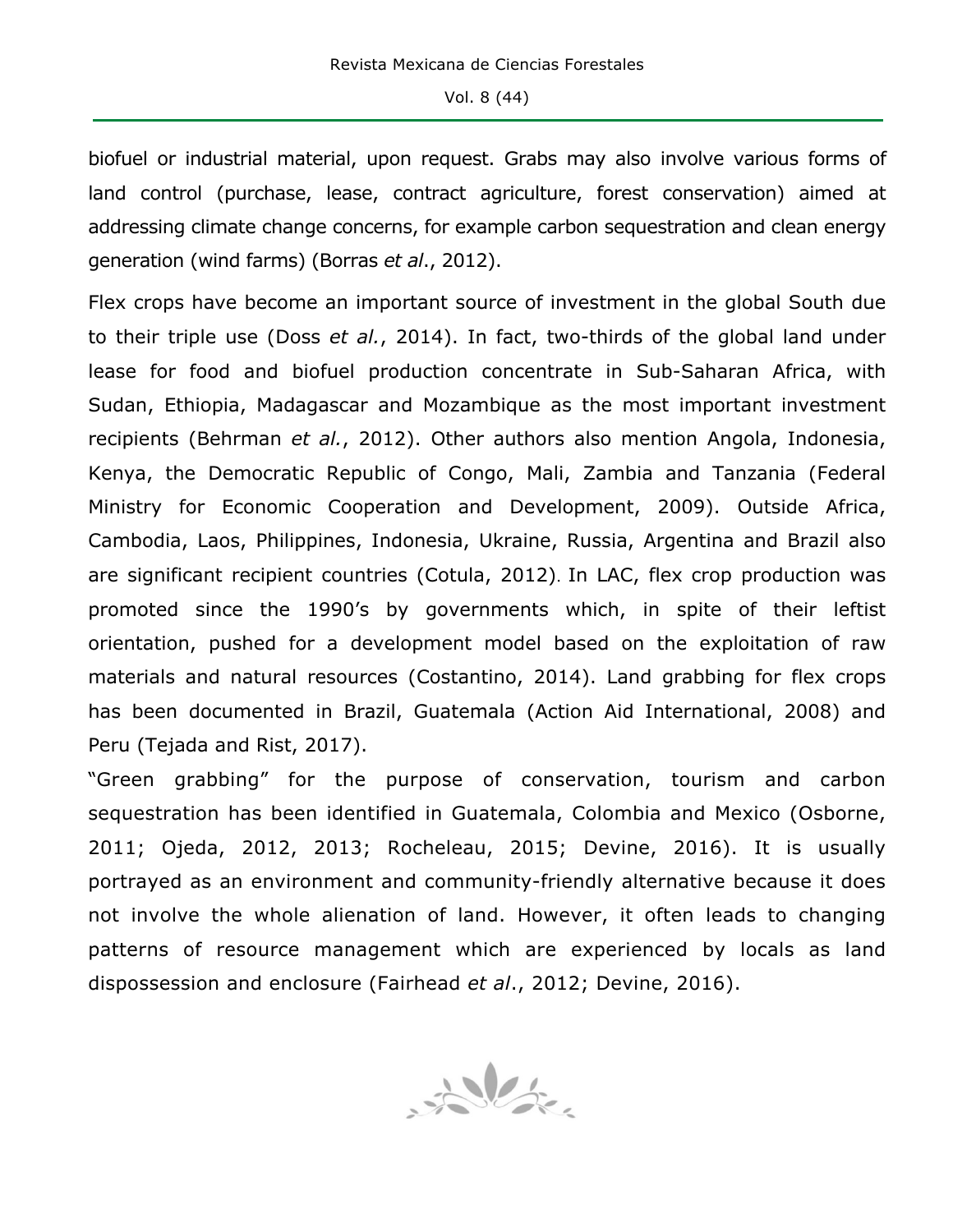biofuel or industrial material, upon request. Grabs may also involve various forms of land control (purchase, lease, contract agriculture, forest conservation) aimed at addressing climate change concerns, for example carbon sequestration and clean energy generation (wind farms) (Borras *et al*., 2012).

Flex crops have become an important source of investment in the global South due to their triple use (Doss *et al.*, 2014). In fact, two-thirds of the global land under lease for food and biofuel production concentrate in Sub-Saharan Africa, with Sudan, Ethiopia, Madagascar and Mozambique as the most important investment recipients (Behrman *et al.*, 2012). Other authors also mention Angola, Indonesia, Kenya, the Democratic Republic of Congo, Mali, Zambia and Tanzania (Federal Ministry for Economic Cooperation and Development, 2009). Outside Africa, Cambodia, Laos, Philippines, Indonesia, Ukraine, Russia, Argentina and Brazil also are significant recipient countries (Cotula, 2012). In LAC, flex crop production was promoted since the 1990's by governments which, in spite of their leftist orientation, pushed for a development model based on the exploitation of raw materials and natural resources (Costantino, 2014). Land grabbing for flex crops has been documented in Brazil, Guatemala (Action Aid International, 2008) and Peru (Tejada and Rist, 2017).

"Green grabbing" for the purpose of conservation, tourism and carbon sequestration has been identified in Guatemala, Colombia and Mexico (Osborne, 2011; Ojeda, 2012, 2013; Rocheleau, 2015; Devine, 2016). It is usually portrayed as an environment and community-friendly alternative because it does not involve the whole alienation of land. However, it often leads to changing patterns of resource management which are experienced by locals as land dispossession and enclosure (Fairhead *et al*., 2012; Devine, 2016).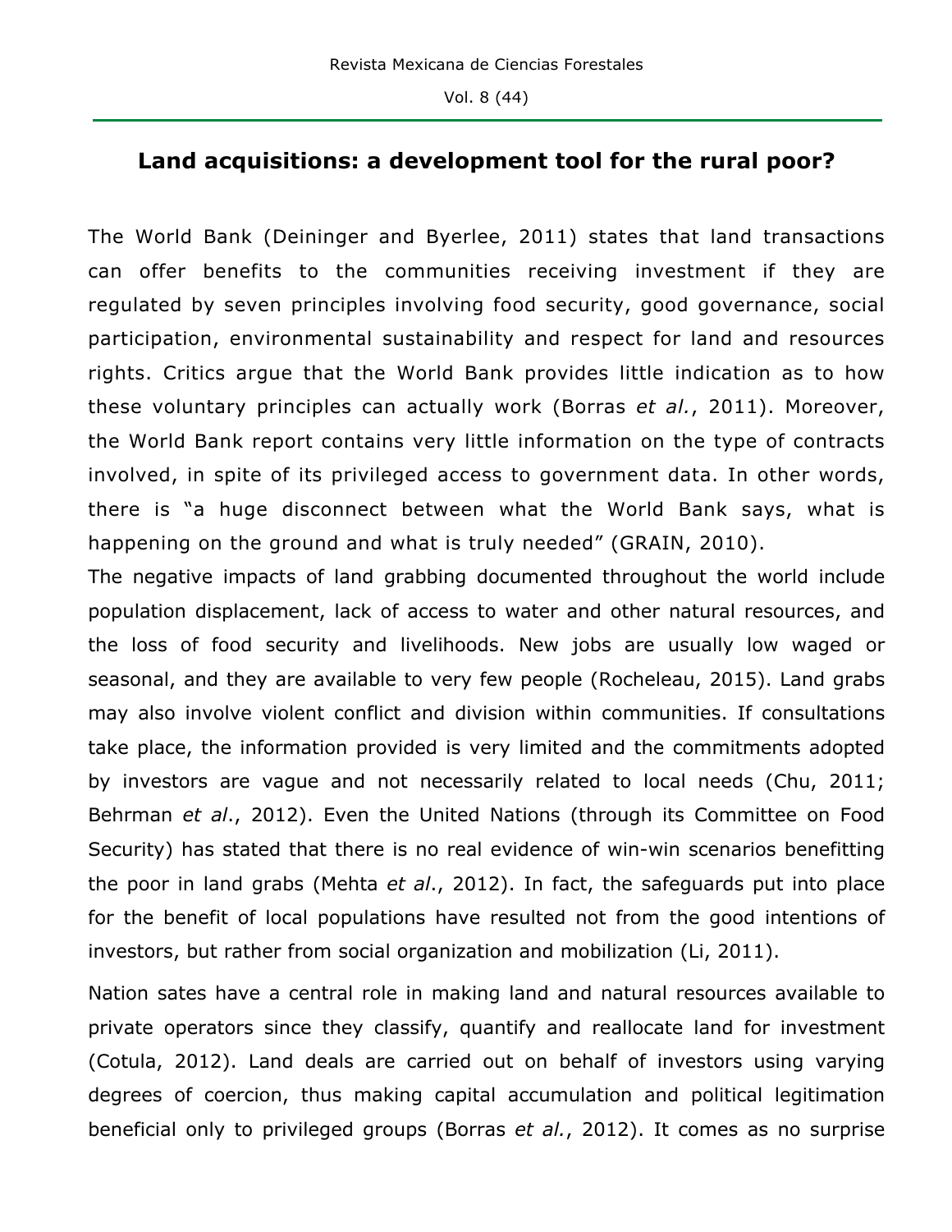## Land acquisitions: a development tool for the rural poor?

The World Bank (Deininger and Byerlee, 2011) states that land transactions can offer benefits to the communities receiving investment if they are regulated by seven principles involving food security, good governance, social participation, environmental sustainability and respect for land and resources rights. Critics argue that the World Bank provides little indication as to how these voluntary principles can actually work (Borras *et al.*, 2011). Moreover, the World Bank report contains very little information on the type of contracts involved, in spite of its privileged access to government data. In other words, there is "a huge disconnect between what the World Bank says, what is happening on the ground and what is truly needed" (GRAIN, 2010).

The negative impacts of land grabbing documented throughout the world include population displacement, lack of access to water and other natural resources, and the loss of food security and livelihoods. New jobs are usually low waged or seasonal, and they are available to very few people (Rocheleau, 2015). Land grabs may also involve violent conflict and division within communities. If consultations take place, the information provided is very limited and the commitments adopted by investors are vague and not necessarily related to local needs (Chu, 2011; Behrman *et al*., 2012). Even the United Nations (through its Committee on Food Security) has stated that there is no real evidence of win-win scenarios benefitting the poor in land grabs (Mehta *et al*., 2012). In fact, the safeguards put into place for the benefit of local populations have resulted not from the good intentions of investors, but rather from social organization and mobilization (Li, 2011).

Nation sates have a central role in making land and natural resources available to private operators since they classify, quantify and reallocate land for investment (Cotula, 2012). Land deals are carried out on behalf of investors using varying degrees of coercion, thus making capital accumulation and political legitimation beneficial only to privileged groups (Borras *et al.*, 2012). It comes as no surprise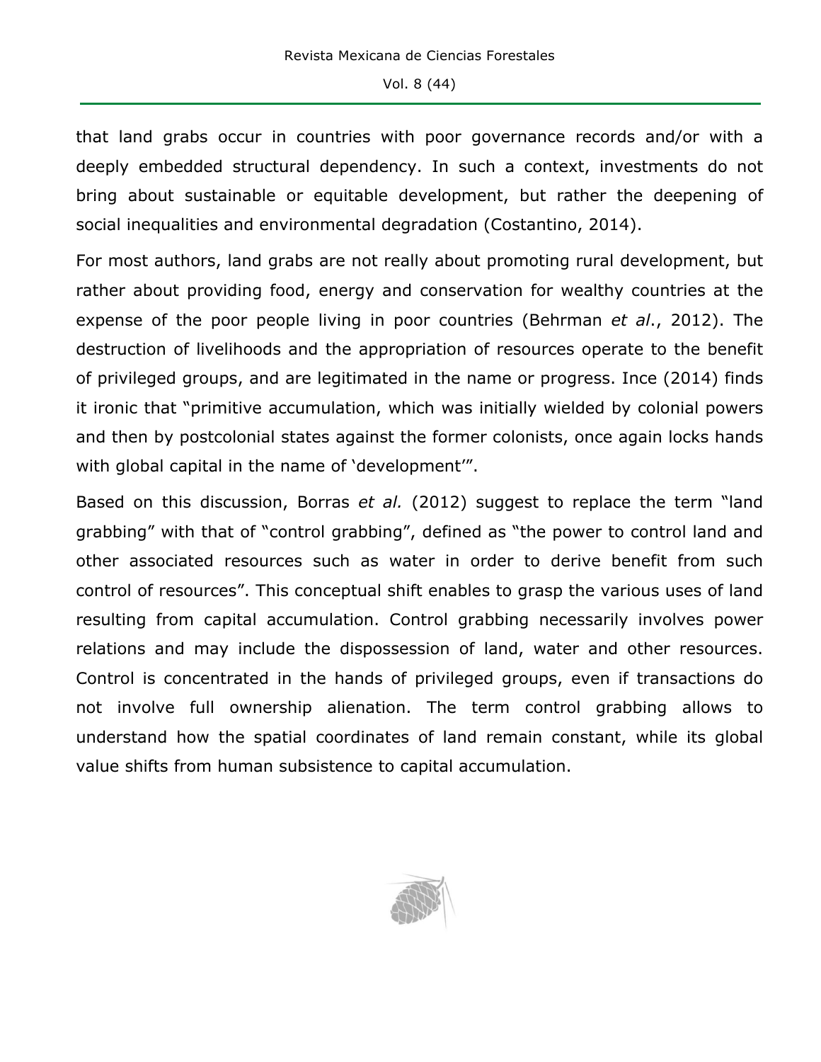that land grabs occur in countries with poor governance records and/or with a deeply embedded structural dependency. In such a context, investments do not bring about sustainable or equitable development, but rather the deepening of social inequalities and environmental degradation (Costantino, 2014).

For most authors, land grabs are not really about promoting rural development, but rather about providing food, energy and conservation for wealthy countries at the expense of the poor people living in poor countries (Behrman *et al*., 2012). The destruction of livelihoods and the appropriation of resources operate to the benefit of privileged groups, and are legitimated in the name or progress. Ince (2014) finds it ironic that "primitive accumulation, which was initially wielded by colonial powers and then by postcolonial states against the former colonists, once again locks hands with global capital in the name of 'development'".

Based on this discussion, Borras *et al.* (2012) suggest to replace the term "land grabbing" with that of "control grabbing", defined as "the power to control land and other associated resources such as water in order to derive benefit from such control of resources". This conceptual shift enables to grasp the various uses of land resulting from capital accumulation. Control grabbing necessarily involves power relations and may include the dispossession of land, water and other resources. Control is concentrated in the hands of privileged groups, even if transactions do not involve full ownership alienation. The term control grabbing allows to understand how the spatial coordinates of land remain constant, while its global value shifts from human subsistence to capital accumulation.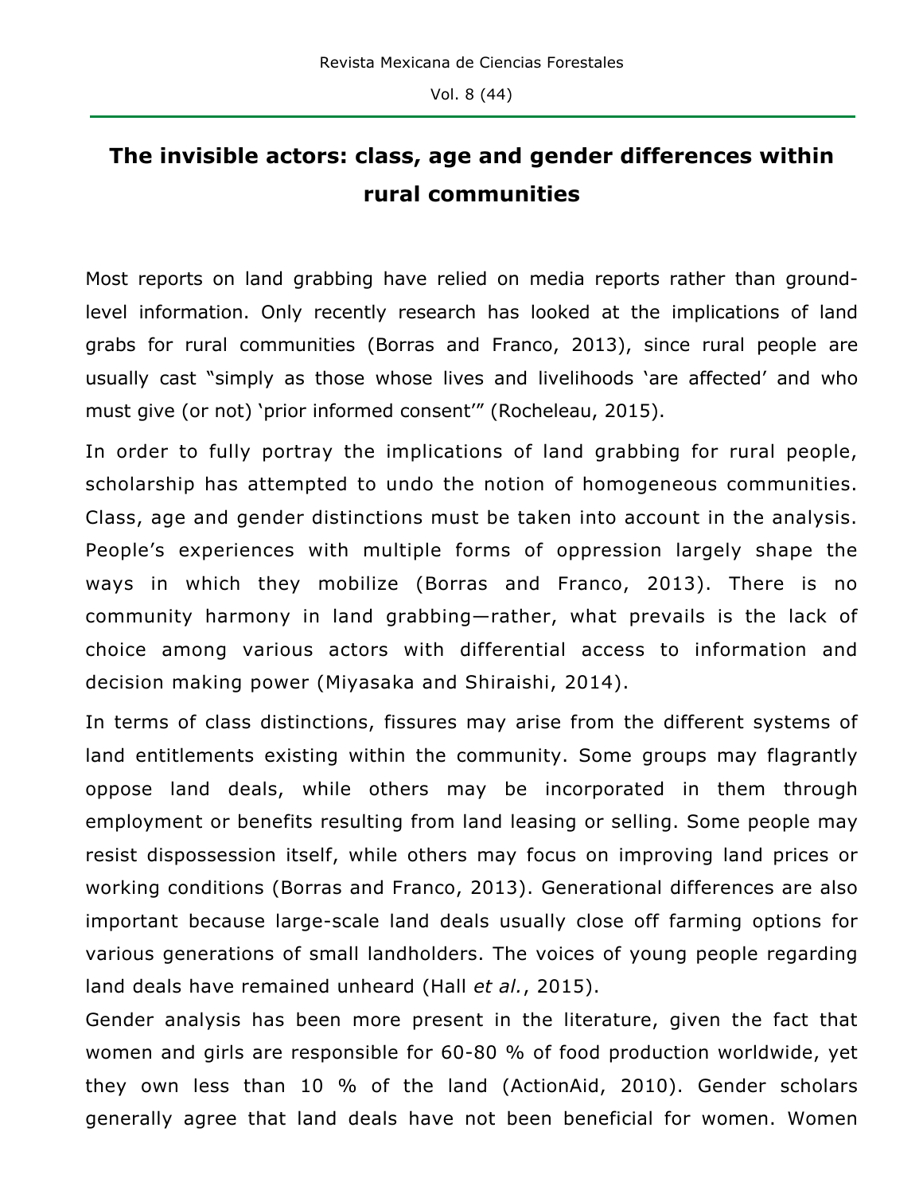## The invisible actors: class, age and gender differences within rural communities

Most reports on land grabbing have relied on media reports rather than ground-level information. Only recently research has looked at the implications of land grabs for rural communities (Borras and Franco, 2013), since rural people are usually cast "simply as those whose lives and livelihoods 'are affected' and who must give (or not) 'prior informed consent'" (Rocheleau, 2015).

In order to fully portray the implications of land grabbing for rural people, scholarship has attempted to undo the notion of homogeneous communities. Class, age and gender distinctions must be taken into account in the analysis. People's experiences with multiple forms of oppression largely shape the ways in which they mobilize (Borras and Franco, 2013). There is no community harmony in land grabbing—rather, what prevails is the lack of choice among various actors with differential access to information and decision making power (Miyasaka and Shiraishi, 2014).

In terms of class distinctions, fissures may arise from the different systems of land entitlements existing within the community. Some groups may flagrantly oppose land deals, while others may be incorporated in them through employment or benefits resulting from land leasing or selling. Some people may resist dispossession itself, while others may focus on improving land prices or working conditions (Borras and Franco, 2013). Generational differences are also important because large-scale land deals usually close off farming options for various generations of small landholders. The voices of young people regarding land deals have remained unheard (Hall *et al.*, 2015).

Gender analysis has been more present in the literature, given the fact that women and girls are responsible for 60-80 % of food production worldwide, yet they own less than 10 % of the land (ActionAid, 2010). Gender scholars generally agree that land deals have not been beneficial for women. Women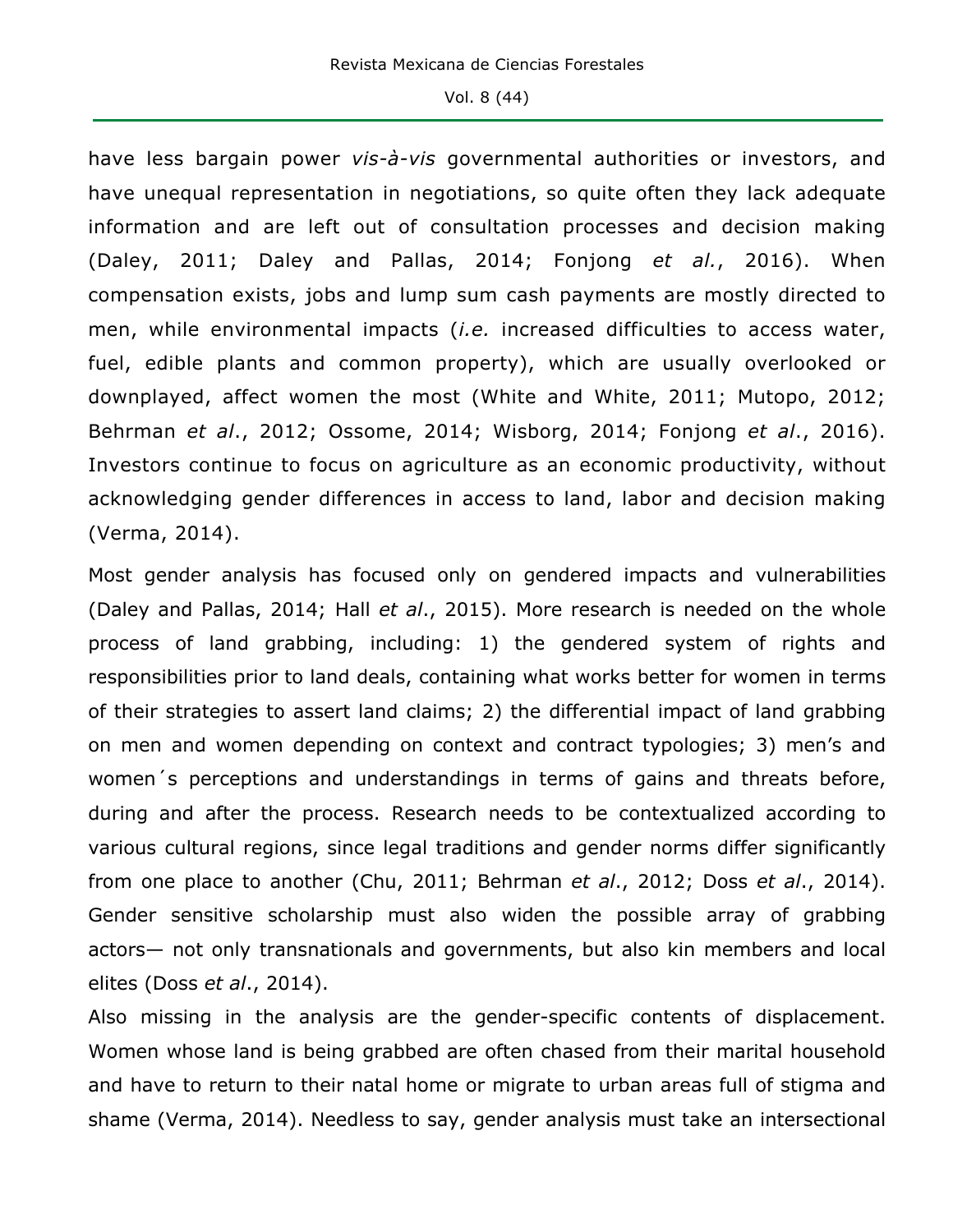have less bargain power *vis-à-vis* governmental authorities or investors, and have unequal representation in negotiations, so quite often they lack adequate information and are left out of consultation processes and decision making (Daley, 2011; Daley and Pallas, 2014; Fonjong *et al.*, 2016). When compensation exists, jobs and lump sum cash payments are mostly directed to men, while environmental impacts (*i.e.* increased difficulties to access water, fuel, edible plants and common property), which are usually overlooked or downplayed, affect women the most (White and White, 2011; Mutopo, 2012; Behrman *et al*., 2012; Ossome, 2014; Wisborg, 2014; Fonjong *et al*., 2016). Investors continue to focus on agriculture as an economic productivity, without acknowledging gender differences in access to land, labor and decision making (Verma, 2014).

Most gender analysis has focused only on gendered impacts and vulnerabilities (Daley and Pallas, 2014; Hall *et al*., 2015). More research is needed on the whole process of land grabbing, including: 1) the gendered system of rights and responsibilities prior to land deals, containing what works better for women in terms of their strategies to assert land claims; 2) the differential impact of land grabbing on men and women depending on context and contract typologies; 3) men's and women´s perceptions and understandings in terms of gains and threats before, during and after the process. Research needs to be contextualized according to various cultural regions, since legal traditions and gender norms differ significantly from one place to another (Chu, 2011; Behrman *et al*., 2012; Doss *et al*., 2014). Gender sensitive scholarship must also widen the possible array of grabbing actors— not only transnationals and governments, but also kin members and local elites (Doss *et al*., 2014).

Also missing in the analysis are the gender-specific contents of displacement. Women whose land is being grabbed are often chased from their marital household and have to return to their natal home or migrate to urban areas full of stigma and shame (Verma, 2014). Needless to say, gender analysis must take an intersectional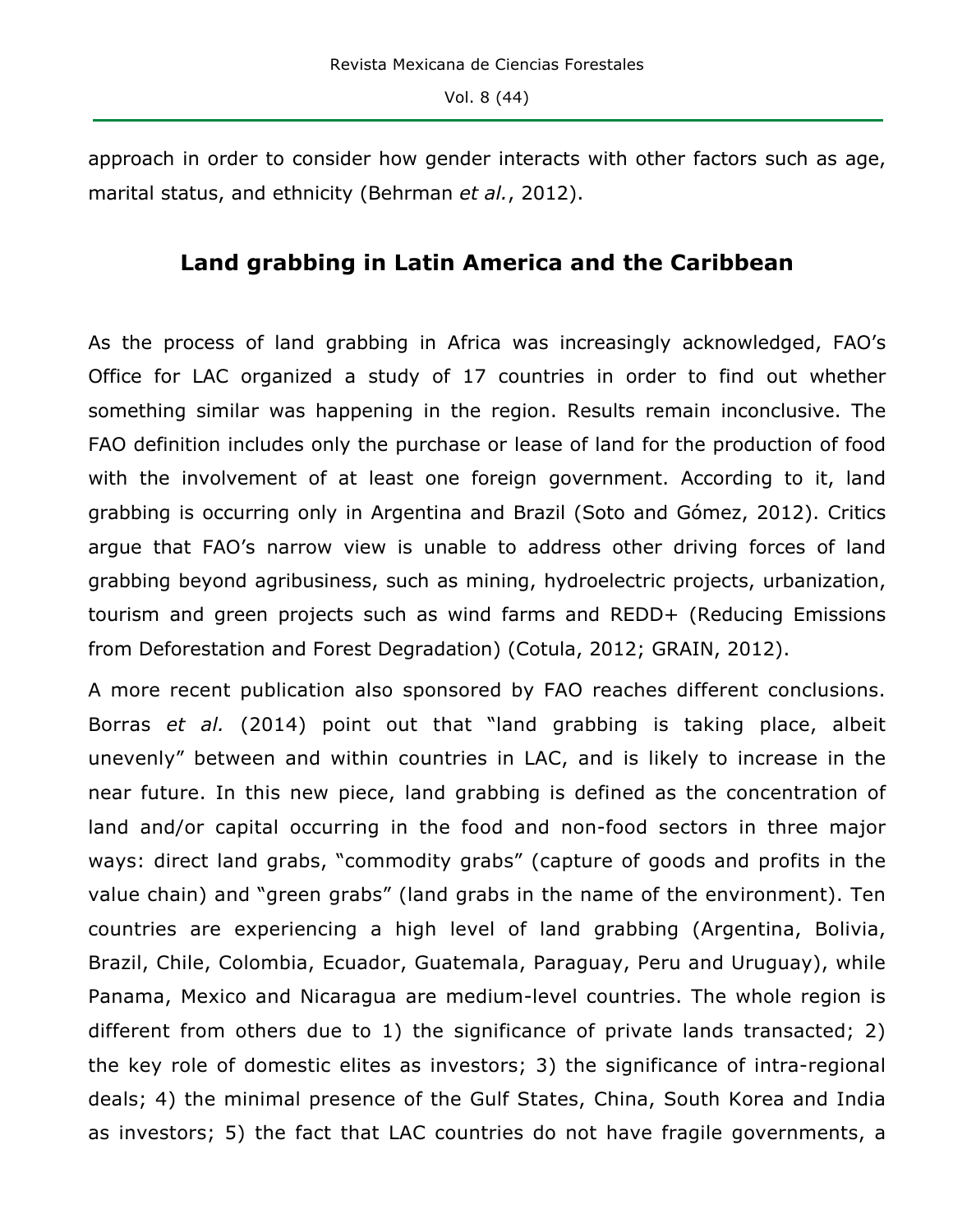approach in order to consider how gender interacts with other factors such as age, marital status, and ethnicity (Behrman *et al.*, 2012).

## Land grabbing in Latin America and the Caribbean

As the process of land grabbing in Africa was increasingly acknowledged, FAO's Office for LAC organized a study of 17 countries in order to find out whether something similar was happening in the region. Results remain inconclusive. The FAO definition includes only the purchase or lease of land for the production of food with the involvement of at least one foreign government. According to it, land grabbing is occurring only in Argentina and Brazil (Soto and Gómez, 2012). Critics argue that FAO's narrow view is unable to address other driving forces of land grabbing beyond agribusiness, such as mining, hydroelectric projects, urbanization, tourism and green projects such as wind farms and REDD+ (Reducing Emissions from Deforestation and Forest Degradation) (Cotula, 2012; GRAIN, 2012).

A more recent publication also sponsored by FAO reaches different conclusions. Borras *et al.* (2014) point out that "land grabbing is taking place, albeit unevenly" between and within countries in LAC, and is likely to increase in the near future. In this new piece, land grabbing is defined as the concentration of land and/or capital occurring in the food and non-food sectors in three major ways: direct land grabs, "commodity grabs" (capture of goods and profits in the value chain) and "green grabs" (land grabs in the name of the environment). Ten countries are experiencing a high level of land grabbing (Argentina, Bolivia, Brazil, Chile, Colombia, Ecuador, Guatemala, Paraguay, Peru and Uruguay), while Panama, Mexico and Nicaragua are medium-level countries. The whole region is different from others due to 1) the significance of private lands transacted; 2) the key role of domestic elites as investors; 3) the significance of intra-regional deals; 4) the minimal presence of the Gulf States, China, South Korea and India as investors; 5) the fact that LAC countries do not have fragile governments, a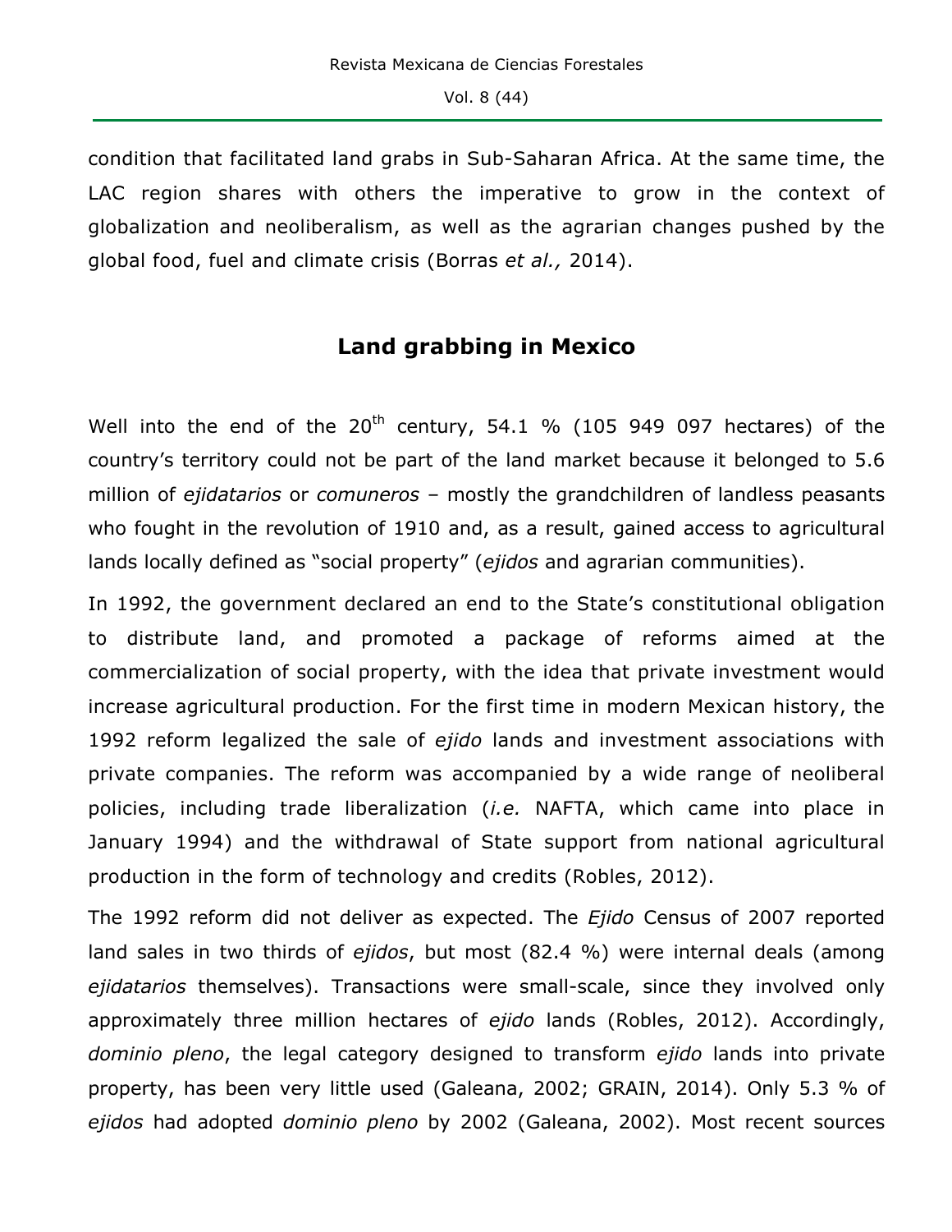condition that facilitated land grabs in Sub-Saharan Africa. At the same time, the LAC region shares with others the imperative to grow in the context of globalization and neoliberalism, as well as the agrarian changes pushed by the global food, fuel and climate crisis (Borras *et al.,* 2014).

## Land grabbing in Mexico

Well into the end of the 20th century, 54.1 % (105 949 097 hectares) of the country's territory could not be part of the land market because it belonged to 5.6 million of *ejidatarios* or *comuneros* – mostly the grandchildren of landless peasants who fought in the revolution of 1910 and, as a result, gained access to agricultural lands locally defined as "social property" (*ejidos* and agrarian communities).

In 1992, the government declared an end to the State's constitutional obligation to distribute land, and promoted a package of reforms aimed at the commercialization of social property, with the idea that private investment would increase agricultural production. For the first time in modern Mexican history, the 1992 reform legalized the sale of *ejido* lands and investment associations with private companies. The reform was accompanied by a wide range of neoliberal policies, including trade liberalization (*i.e.* NAFTA, which came into place in January 1994) and the withdrawal of State support from national agricultural production in the form of technology and credits (Robles, 2012).

The 1992 reform did not deliver as expected. The *Ejido* Census of 2007 reported land sales in two thirds of *ejidos*, but most (82.4 %) were internal deals (among *ejidatarios* themselves). Transactions were small-scale, since they involved only approximately three million hectares of *ejido* lands (Robles, 2012). Accordingly, *dominio pleno*, the legal category designed to transform *ejido* lands into private property, has been very little used (Galeana, 2002; GRAIN, 2014). Only 5.3 % of *ejidos* had adopted *dominio pleno* by 2002 (Galeana, 2002). Most recent sources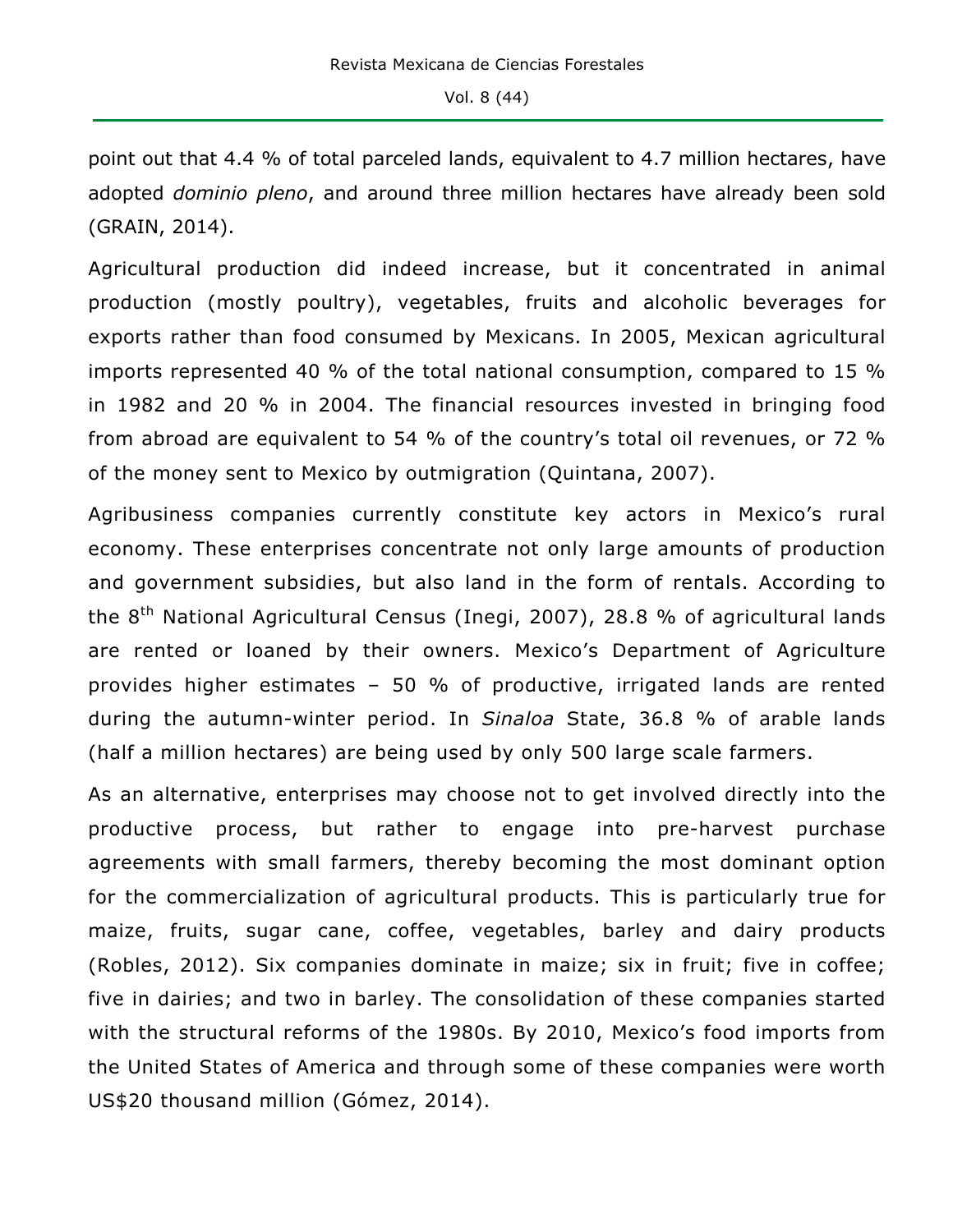point out that 4.4 % of total parceled lands, equivalent to 4.7 million hectares, have adopted *dominio pleno*, and around three million hectares have already been sold (GRAIN, 2014).

Agricultural production did indeed increase, but it concentrated in animal production (mostly poultry), vegetables, fruits and alcoholic beverages for exports rather than food consumed by Mexicans. In 2005, Mexican agricultural imports represented 40 % of the total national consumption, compared to 15 % in 1982 and 20 % in 2004. The financial resources invested in bringing food from abroad are equivalent to 54 % of the country's total oil revenues, or 72 % of the money sent to Mexico by outmigration (Quintana, 2007).

Agribusiness companies currently constitute key actors in Mexico's rural economy. These enterprises concentrate not only large amounts of production and government subsidies, but also land in the form of rentals. According to the 8th National Agricultural Census (Inegi, 2007), 28.8 % of agricultural lands are rented or loaned by their owners. Mexico's Department of Agriculture provides higher estimates – 50 % of productive, irrigated lands are rented during the autumn-winter period. In *Sinaloa* State, 36.8 % of arable lands (half a million hectares) are being used by only 500 large scale farmers.

As an alternative, enterprises may choose not to get involved directly into the productive process, but rather to engage into pre-harvest purchase agreements with small farmers, thereby becoming the most dominant option for the commercialization of agricultural products. This is particularly true for maize, fruits, sugar cane, coffee, vegetables, barley and dairy products (Robles, 2012). Six companies dominate in maize; six in fruit; five in coffee; five in dairies; and two in barley. The consolidation of these companies started with the structural reforms of the 1980s. By 2010, Mexico's food imports from the United States of America and through some of these companies were worth US$20 thousand million (Gómez, 2014).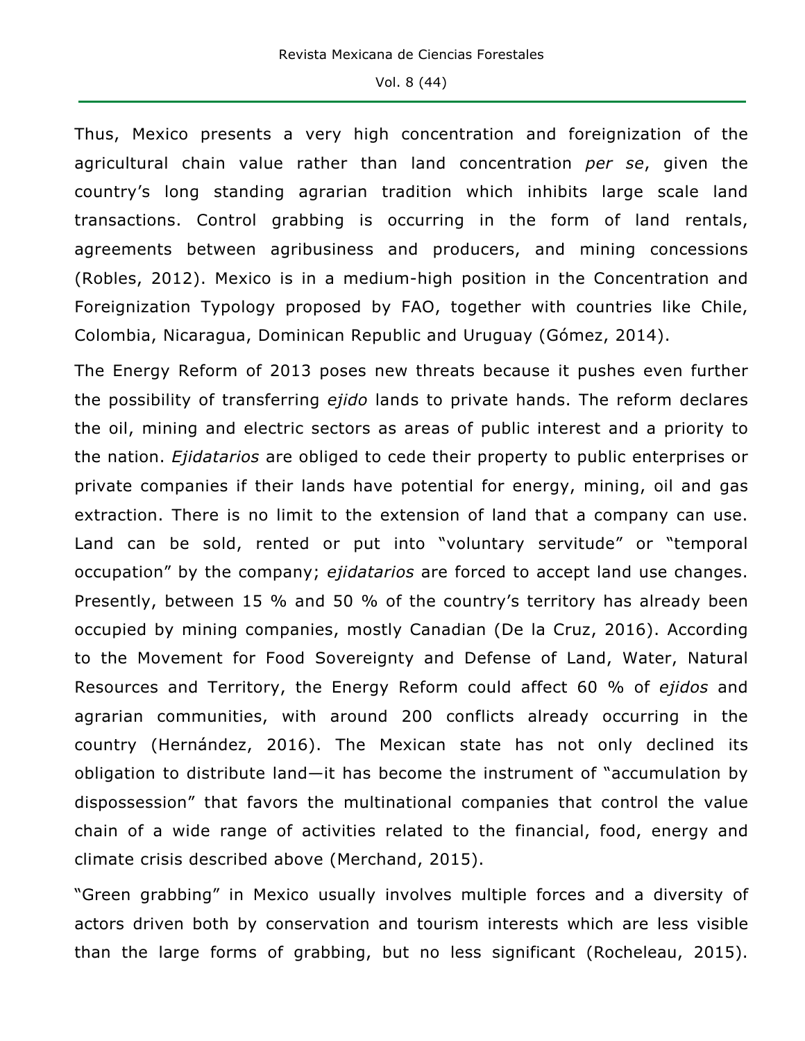Thus, Mexico presents a very high concentration and foreignization of the agricultural chain value rather than land concentration *per se*, given the country's long standing agrarian tradition which inhibits large scale land transactions. Control grabbing is occurring in the form of land rentals, agreements between agribusiness and producers, and mining concessions (Robles, 2012). Mexico is in a medium-high position in the Concentration and Foreignization Typology proposed by FAO, together with countries like Chile, Colombia, Nicaragua, Dominican Republic and Uruguay (Gómez, 2014).

The Energy Reform of 2013 poses new threats because it pushes even further the possibility of transferring *ejido* lands to private hands. The reform declares the oil, mining and electric sectors as areas of public interest and a priority to the nation. *Ejidatarios* are obliged to cede their property to public enterprises or private companies if their lands have potential for energy, mining, oil and gas extraction. There is no limit to the extension of land that a company can use. Land can be sold, rented or put into "voluntary servitude" or "temporal occupation" by the company; *ejidatarios* are forced to accept land use changes. Presently, between 15 % and 50 % of the country's territory has already been occupied by mining companies, mostly Canadian (De la Cruz, 2016). According to the Movement for Food Sovereignty and Defense of Land, Water, Natural Resources and Territory, the Energy Reform could affect 60 % of *ejidos* and agrarian communities, with around 200 conflicts already occurring in the country (Hernández, 2016). The Mexican state has not only declined its obligation to distribute land—it has become the instrument of "accumulation by dispossession" that favors the multinational companies that control the value chain of a wide range of activities related to the financial, food, energy and climate crisis described above (Merchand, 2015).

"Green grabbing" in Mexico usually involves multiple forces and a diversity of actors driven both by conservation and tourism interests which are less visible than the large forms of grabbing, but no less significant (Rocheleau, 2015).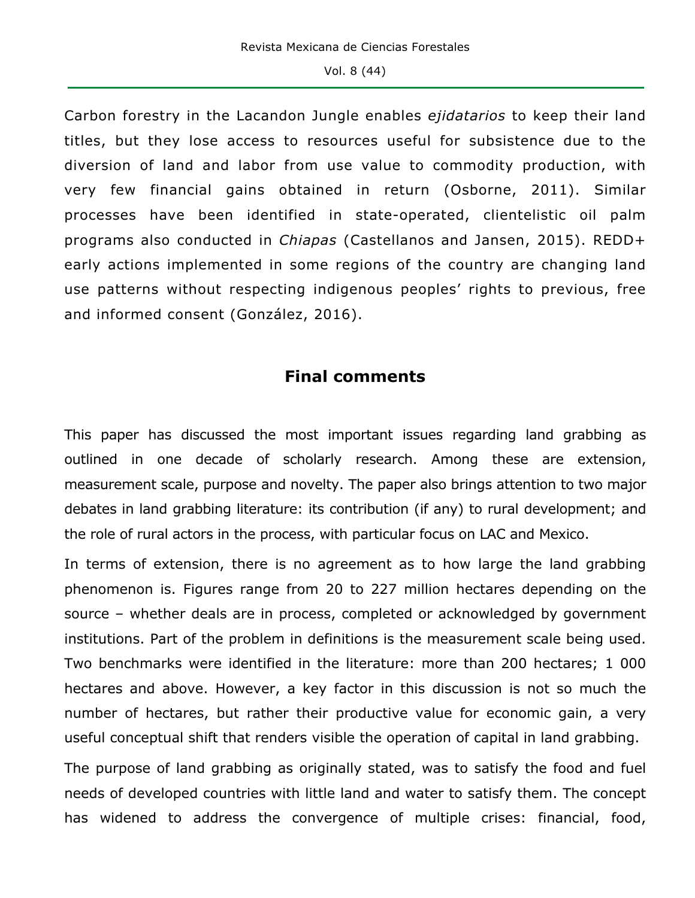Carbon forestry in the Lacandon Jungle enables *ejidatarios* to keep their land titles, but they lose access to resources useful for subsistence due to the diversion of land and labor from use value to commodity production, with very few financial gains obtained in return (Osborne, 2011). Similar processes have been identified in state-operated, clientelistic oil palm programs also conducted in *Chiapas* (Castellanos and Jansen, 2015). REDD+ early actions implemented in some regions of the country are changing land use patterns without respecting indigenous peoples' rights to previous, free and informed consent (González, 2016).

## Final comments

This paper has discussed the most important issues regarding land grabbing as outlined in one decade of scholarly research. Among these are extension, measurement scale, purpose and novelty. The paper also brings attention to two major debates in land grabbing literature: its contribution (if any) to rural development; and the role of rural actors in the process, with particular focus on LAC and Mexico.

In terms of extension, there is no agreement as to how large the land grabbing phenomenon is. Figures range from 20 to 227 million hectares depending on the source – whether deals are in process, completed or acknowledged by government institutions. Part of the problem in definitions is the measurement scale being used. Two benchmarks were identified in the literature: more than 200 hectares; 1 000 hectares and above. However, a key factor in this discussion is not so much the number of hectares, but rather their productive value for economic gain, a very useful conceptual shift that renders visible the operation of capital in land grabbing.

The purpose of land grabbing as originally stated, was to satisfy the food and fuel needs of developed countries with little land and water to satisfy them. The concept has widened to address the convergence of multiple crises: financial, food,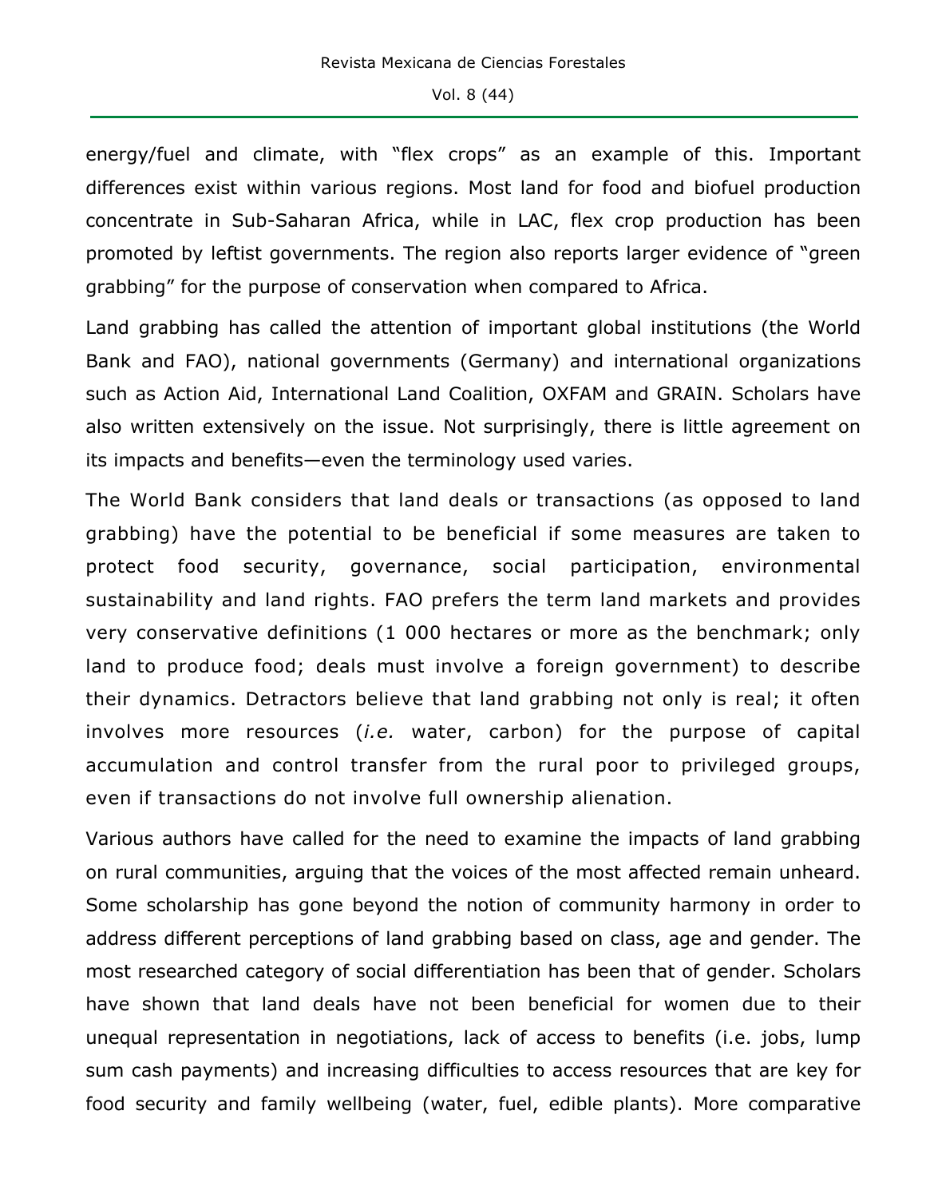energy/fuel and climate, with "flex crops" as an example of this. Important differences exist within various regions. Most land for food and biofuel production concentrate in Sub-Saharan Africa, while in LAC, flex crop production has been promoted by leftist governments. The region also reports larger evidence of "green grabbing" for the purpose of conservation when compared to Africa.

Land grabbing has called the attention of important global institutions (the World Bank and FAO), national governments (Germany) and international organizations such as Action Aid, International Land Coalition, OXFAM and GRAIN. Scholars have also written extensively on the issue. Not surprisingly, there is little agreement on its impacts and benefits—even the terminology used varies.

The World Bank considers that land deals or transactions (as opposed to land grabbing) have the potential to be beneficial if some measures are taken to protect food security, governance, social participation, environmental sustainability and land rights. FAO prefers the term land markets and provides very conservative definitions (1 000 hectares or more as the benchmark; only land to produce food; deals must involve a foreign government) to describe their dynamics. Detractors believe that land grabbing not only is real; it often involves more resources (*i.e.* water, carbon) for the purpose of capital accumulation and control transfer from the rural poor to privileged groups, even if transactions do not involve full ownership alienation.

Various authors have called for the need to examine the impacts of land grabbing on rural communities, arguing that the voices of the most affected remain unheard. Some scholarship has gone beyond the notion of community harmony in order to address different perceptions of land grabbing based on class, age and gender. The most researched category of social differentiation has been that of gender. Scholars have shown that land deals have not been beneficial for women due to their unequal representation in negotiations, lack of access to benefits (i.e. jobs, lump sum cash payments) and increasing difficulties to access resources that are key for food security and family wellbeing (water, fuel, edible plants). More comparative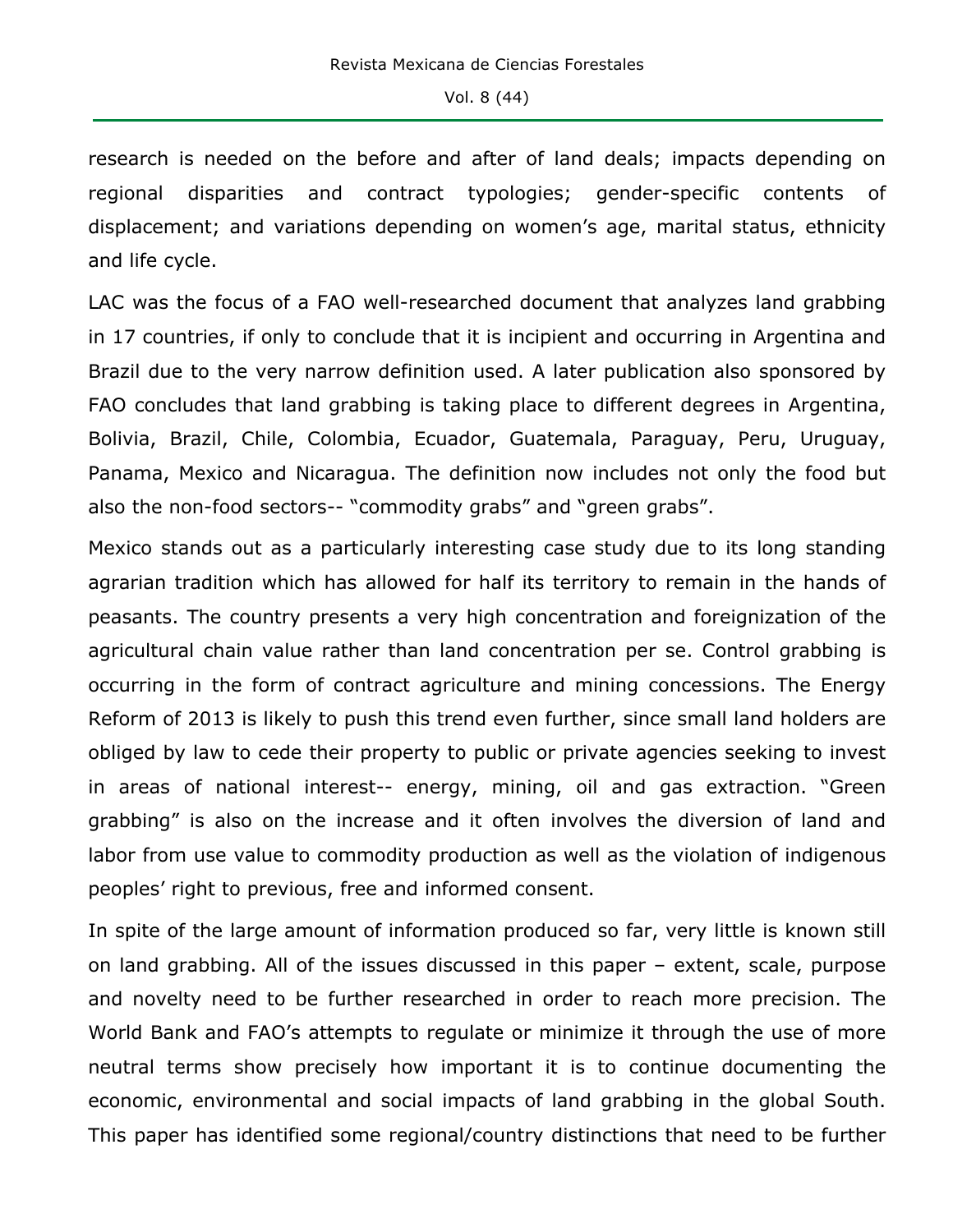research is needed on the before and after of land deals; impacts depending on regional disparities and contract typologies; gender-specific contents of displacement; and variations depending on women's age, marital status, ethnicity and life cycle.

LAC was the focus of a FAO well-researched document that analyzes land grabbing in 17 countries, if only to conclude that it is incipient and occurring in Argentina and Brazil due to the very narrow definition used. A later publication also sponsored by FAO concludes that land grabbing is taking place to different degrees in Argentina, Bolivia, Brazil, Chile, Colombia, Ecuador, Guatemala, Paraguay, Peru, Uruguay, Panama, Mexico and Nicaragua. The definition now includes not only the food but also the non-food sectors-- "commodity grabs" and "green grabs".

Mexico stands out as a particularly interesting case study due to its long standing agrarian tradition which has allowed for half its territory to remain in the hands of peasants. The country presents a very high concentration and foreignization of the agricultural chain value rather than land concentration per se. Control grabbing is occurring in the form of contract agriculture and mining concessions. The Energy Reform of 2013 is likely to push this trend even further, since small land holders are obliged by law to cede their property to public or private agencies seeking to invest in areas of national interest-- energy, mining, oil and gas extraction. "Green grabbing" is also on the increase and it often involves the diversion of land and labor from use value to commodity production as well as the violation of indigenous peoples' right to previous, free and informed consent.

In spite of the large amount of information produced so far, very little is known still on land grabbing. All of the issues discussed in this paper – extent, scale, purpose and novelty need to be further researched in order to reach more precision. The World Bank and FAO's attempts to regulate or minimize it through the use of more neutral terms show precisely how important it is to continue documenting the economic, environmental and social impacts of land grabbing in the global South. This paper has identified some regional/country distinctions that need to be further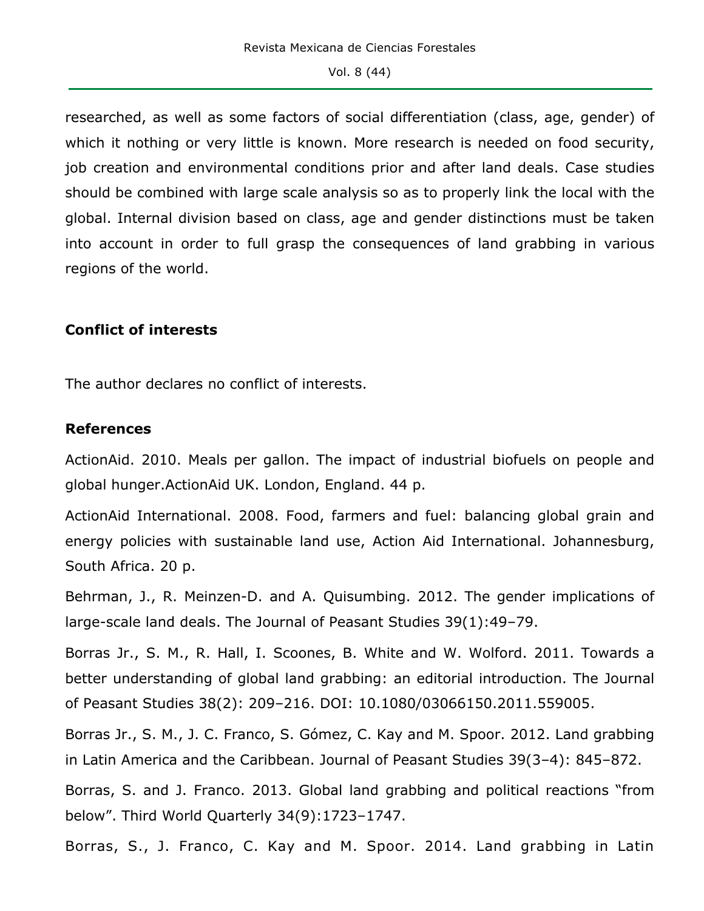researched, as well as some factors of social differentiation (class, age, gender) of which it nothing or very little is known. More research is needed on food security, job creation and environmental conditions prior and after land deals. Case studies should be combined with large scale analysis so as to properly link the local with the global. Internal division based on class, age and gender distinctions must be taken into account in order to full grasp the consequences of land grabbing in various regions of the world.

## Conflict of interests

The author declares no conflict of interests.

## References

ActionAid. 2010. Meals per gallon. The impact of industrial biofuels on people and global hunger.ActionAid UK. London, England. 44 p.

ActionAid International. 2008. Food, farmers and fuel: balancing global grain and energy policies with sustainable land use, Action Aid International. Johannesburg, South Africa. 20 p.

Behrman, J., R. Meinzen-D. and A. Quisumbing. 2012. The gender implications of large-scale land deals. The Journal of Peasant Studies 39(1):49–79.

Borras Jr., S. M., R. Hall, I. Scoones, B. White and W. Wolford. 2011. Towards a better understanding of global land grabbing: an editorial introduction. The Journal of Peasant Studies 38(2): 209–216. DOI: 10.1080/03066150.2011.559005.

Borras Jr., S. M., J. C. Franco, S. Gómez, C. Kay and M. Spoor. 2012. Land grabbing in Latin America and the Caribbean. Journal of Peasant Studies 39(3–4): 845–872.

Borras, S. and J. Franco. 2013. Global land grabbing and political reactions "from below". Third World Quarterly 34(9):1723–1747.

Borras, S., J. Franco, C. Kay and M. Spoor. 2014. Land grabbing in Latin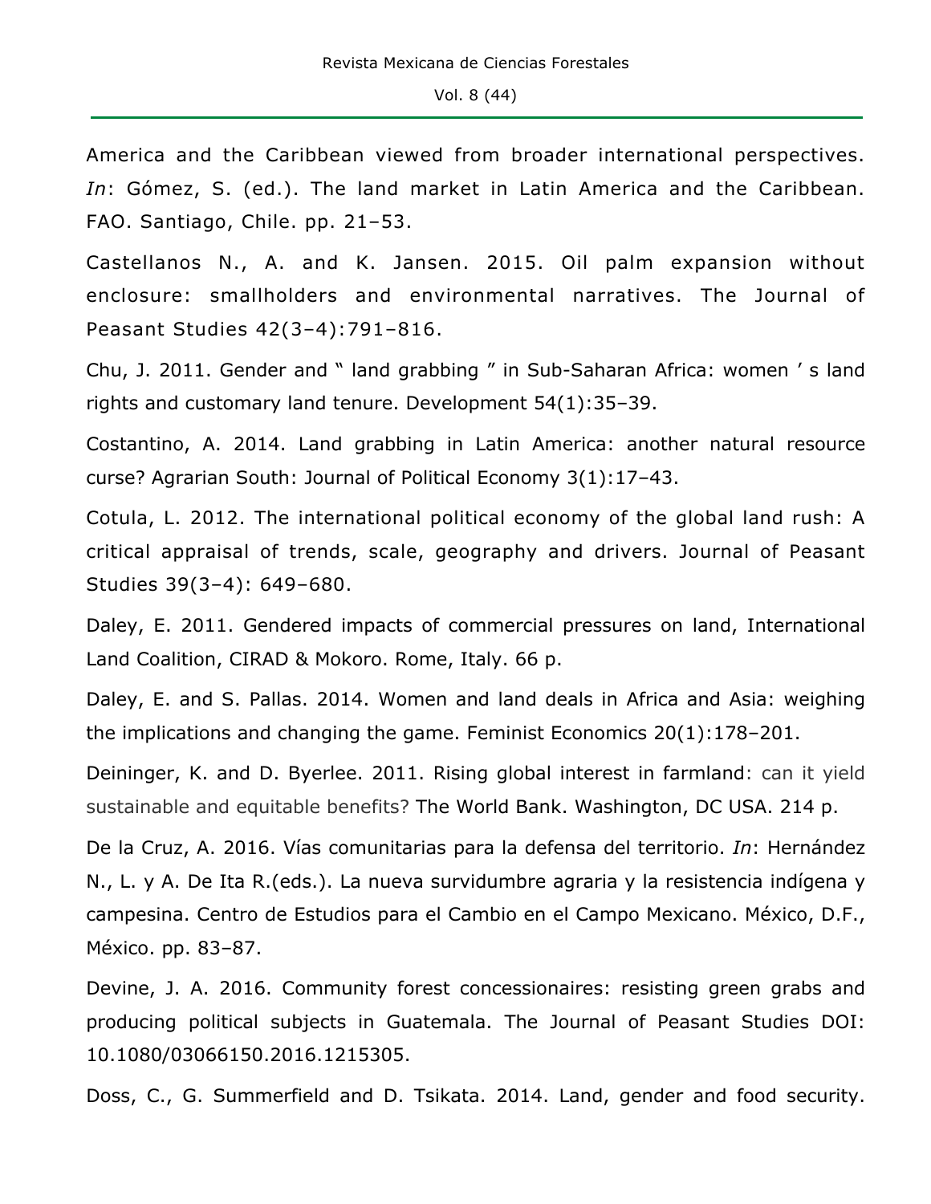America and the Caribbean viewed from broader international perspectives. *In*: Gómez, S. (ed.). The land market in Latin America and the Caribbean. FAO. Santiago, Chile. pp. 21–53.

Castellanos N., A. and K. Jansen. 2015. Oil palm expansion without enclosure: smallholders and environmental narratives. The Journal of Peasant Studies 42(3–4):791–816.

Chu, J. 2011. Gender and " land grabbing " in Sub-Saharan Africa: women ' s land rights and customary land tenure. Development 54(1):35–39.

Costantino, A. 2014. Land grabbing in Latin America: another natural resource curse? Agrarian South: Journal of Political Economy 3(1):17–43.

Cotula, L. 2012. The international political economy of the global land rush: A critical appraisal of trends, scale, geography and drivers. Journal of Peasant Studies 39(3–4): 649–680.

Daley, E. 2011. Gendered impacts of commercial pressures on land, International Land Coalition, CIRAD & Mokoro. Rome, Italy. 66 p.

Daley, E. and S. Pallas. 2014. Women and land deals in Africa and Asia: weighing the implications and changing the game. Feminist Economics 20(1):178–201.

Deininger, K. and D. Byerlee. 2011. Rising global interest in farmland: can it yield sustainable and equitable benefits? The World Bank. Washington, DC USA. 214 p.

De la Cruz, A. 2016. Vías comunitarias para la defensa del territorio. *In*: Hernández N., L. y A. De Ita R.(eds.). La nueva survidumbre agraria y la resistencia indígena y campesina. Centro de Estudios para el Cambio en el Campo Mexicano. México, D.F., México. pp. 83–87.

Devine, J. A. 2016. Community forest concessionaires: resisting green grabs and producing political subjects in Guatemala. The Journal of Peasant Studies DOI: 10.1080/03066150.2016.1215305.

Doss, C., G. Summerfield and D. Tsikata. 2014. Land, gender and food security.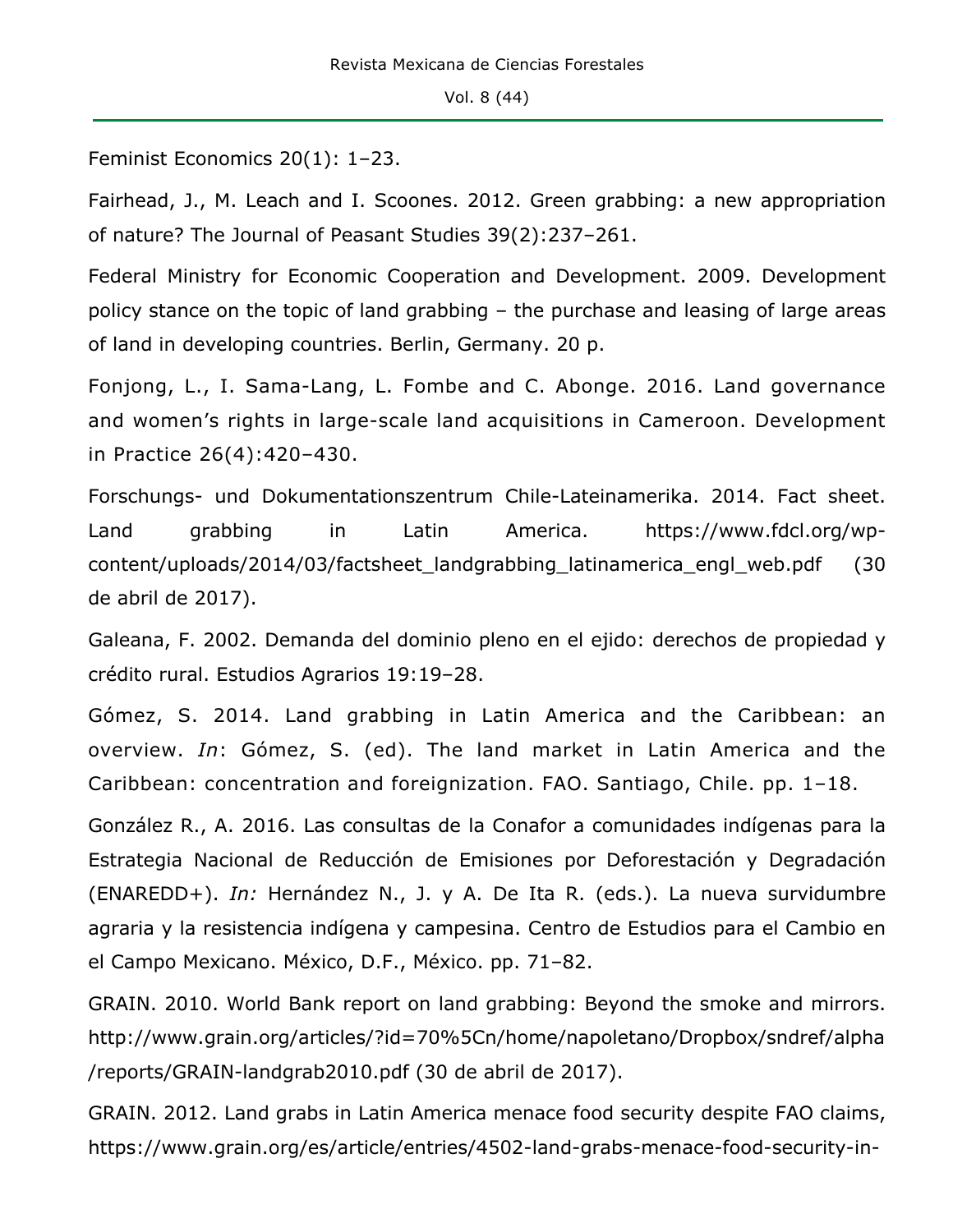Feminist Economics 20(1): 1–23.

Fairhead, J., M. Leach and I. Scoones. 2012. Green grabbing: a new appropriation of nature? The Journal of Peasant Studies 39(2):237–261.

Federal Ministry for Economic Cooperation and Development. 2009. Development policy stance on the topic of land grabbing – the purchase and leasing of large areas of land in developing countries. Berlin, Germany. 20 p.

Fonjong, L., I. Sama-Lang, L. Fombe and C. Abonge. 2016. Land governance and women's rights in large-scale land acquisitions in Cameroon. Development in Practice 26(4):420–430.

Forschungs- und Dokumentationszentrum Chile-Lateinamerika. 2014. Fact sheet. Land grabbing in Latin America. https://www.fdcl.org/wp-content/uploads/2014/03/factsheet_landgrabbing_latinamerica_engl_web.pdf (30 de abril de 2017).

Galeana, F. 2002. Demanda del dominio pleno en el ejido: derechos de propiedad y crédito rural. Estudios Agrarios 19:19–28.

Gómez, S. 2014. Land grabbing in Latin America and the Caribbean: an overview. *In*: Gómez, S. (ed). The land market in Latin America and the Caribbean: concentration and foreignization. FAO. Santiago, Chile. pp. 1–18.

González R., A. 2016. Las consultas de la Conafor a comunidades indígenas para la Estrategia Nacional de Reducción de Emisiones por Deforestación y Degradación (ENAREDD+). *In:* Hernández N., J. y A. De Ita R. (eds.). La nueva survidumbre agraria y la resistencia indígena y campesina. Centro de Estudios para el Cambio en el Campo Mexicano. México, D.F., México. pp. 71–82.

GRAIN. 2010. World Bank report on land grabbing: Beyond the smoke and mirrors. http://www.grain.org/articles/?id=70%5Cn/home/napoletano/Dropbox/sndref/alpha/reports/GRAIN-landgrab2010.pdf (30 de abril de 2017).

GRAIN. 2012. Land grabs in Latin America menace food security despite FAO claims, https://www.grain.org/es/article/entries/4502-land-grabs-menace-food-security-in-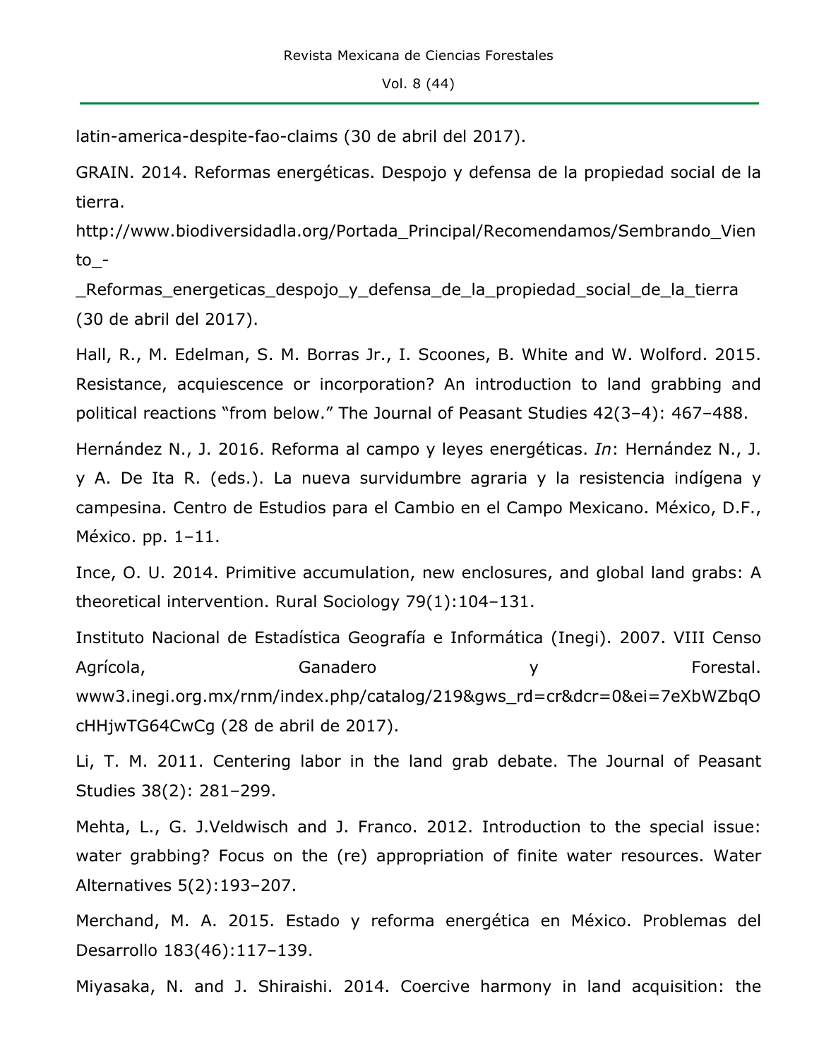latin-america-despite-fao-claims (30 de abril del 2017).

GRAIN. 2014. Reformas energéticas. Despojo y defensa de la propiedad social de la tierra. http://www.biodiversidadla.org/Portada_Principal/Recomendamos/Sembrando_Viento_-_Reformas_energeticas_despojo_y_defensa_de_la_propiedad_social_de_la_tierra (30 de abril del 2017).

Hall, R., M. Edelman, S. M. Borras Jr., I. Scoones, B. White and W. Wolford. 2015. Resistance, acquiescence or incorporation? An introduction to land grabbing and political reactions "from below." The Journal of Peasant Studies 42(3–4): 467–488.

Hernández N., J. 2016. Reforma al campo y leyes energéticas. *In*: Hernández N., J. y A. De Ita R. (eds.). La nueva survidumbre agraria y la resistencia indígena y campesina. Centro de Estudios para el Cambio en el Campo Mexicano. México, D.F., México. pp. 1–11.

Ince, O. U. 2014. Primitive accumulation, new enclosures, and global land grabs: A theoretical intervention. Rural Sociology 79(1):104–131.

Instituto Nacional de Estadística Geografía e Informática (Inegi). 2007. VIII Censo Agrícola, Ganadero y Forestal. www3.inegi.org.mx/rnm/index.php/catalog/219&gws_rd=cr&dcr=0&ei=7eXbWZbqOcHHjwTG64CwCg (28 de abril de 2017).

Li, T. M. 2011. Centering labor in the land grab debate. The Journal of Peasant Studies 38(2): 281–299.

Mehta, L., G. J.Veldwisch and J. Franco. 2012. Introduction to the special issue: water grabbing? Focus on the (re) appropriation of finite water resources. Water Alternatives 5(2):193–207.

Merchand, M. A. 2015. Estado y reforma energética en México. Problemas del Desarrollo 183(46):117–139.

Miyasaka, N. and J. Shiraishi. 2014. Coercive harmony in land acquisition: the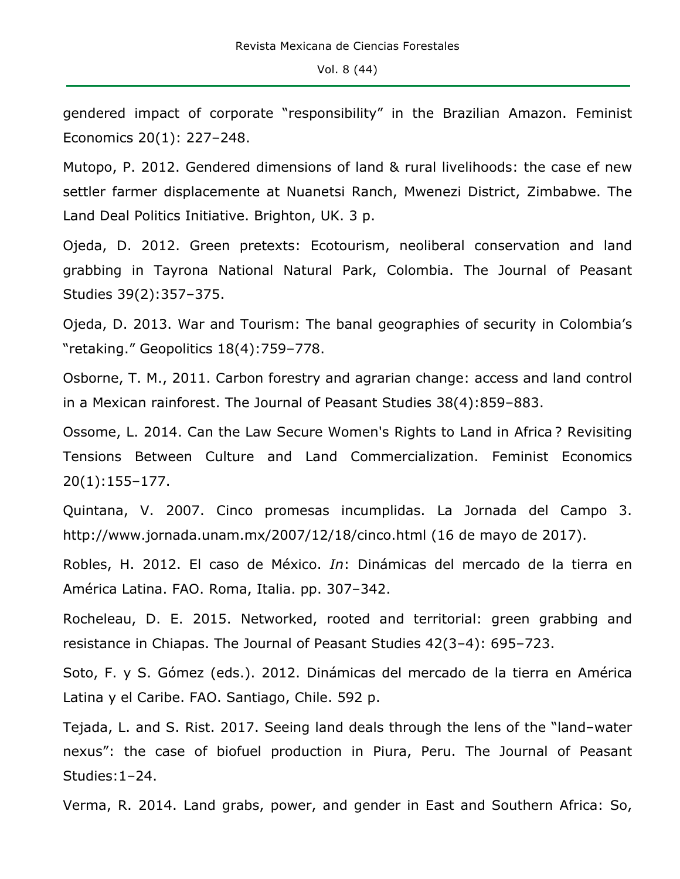gendered impact of corporate “responsibility” in the Brazilian Amazon. Feminist Economics 20(1): 227–248.

Mutopo, P. 2012. Gendered dimensions of land & rural livelihoods: the case ef new settler farmer displacemente at Nuanetsi Ranch, Mwenezi District, Zimbabwe. The Land Deal Politics Initiative. Brighton, UK. 3 p.

Ojeda, D. 2012. Green pretexts: Ecotourism, neoliberal conservation and land grabbing in Tayrona National Natural Park, Colombia. The Journal of Peasant Studies 39(2):357–375.

Ojeda, D. 2013. War and Tourism: The banal geographies of security in Colombia’s “retaking.” Geopolitics 18(4):759–778.

Osborne, T. M., 2011. Carbon forestry and agrarian change: access and land control in a Mexican rainforest. The Journal of Peasant Studies 38(4):859–883.

Ossome, L. 2014. Can the Law Secure Women's Rights to Land in Africa ? Revisiting Tensions Between Culture and Land Commercialization. Feminist Economics 20(1):155–177.

Quintana, V. 2007. Cinco promesas incumplidas. La Jornada del Campo 3. http://www.jornada.unam.mx/2007/12/18/cinco.html (16 de mayo de 2017).

Robles, H. 2012. El caso de México. *In*: Dinámicas del mercado de la tierra en América Latina. FAO. Roma, Italia. pp. 307–342.

Rocheleau, D. E. 2015. Networked, rooted and territorial: green grabbing and resistance in Chiapas. The Journal of Peasant Studies 42(3–4): 695–723.

Soto, F. y S. Gómez (eds.). 2012. Dinámicas del mercado de la tierra en América Latina y el Caribe. FAO. Santiago, Chile. 592 p.

Tejada, L. and S. Rist. 2017. Seeing land deals through the lens of the “land–water nexus”: the case of biofuel production in Piura, Peru. The Journal of Peasant Studies:1–24.

Verma, R. 2014. Land grabs, power, and gender in East and Southern Africa: So,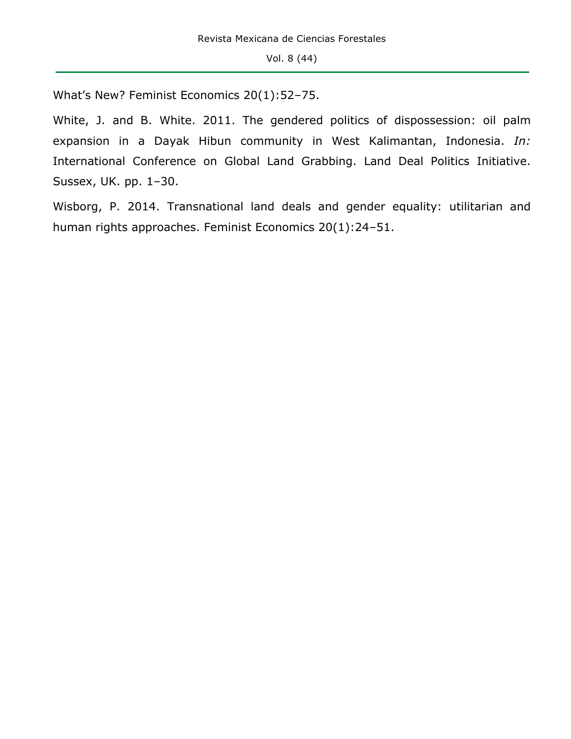What’s New? Feminist Economics 20(1):52–75.

White, J. and B. White. 2011. The gendered politics of dispossession: oil palm expansion in a Dayak Hibun community in West Kalimantan, Indonesia. *In:* International Conference on Global Land Grabbing. Land Deal Politics Initiative. Sussex, UK. pp. 1–30.

Wisborg, P. 2014. Transnational land deals and gender equality: utilitarian and human rights approaches. Feminist Economics 20(1):24–51.